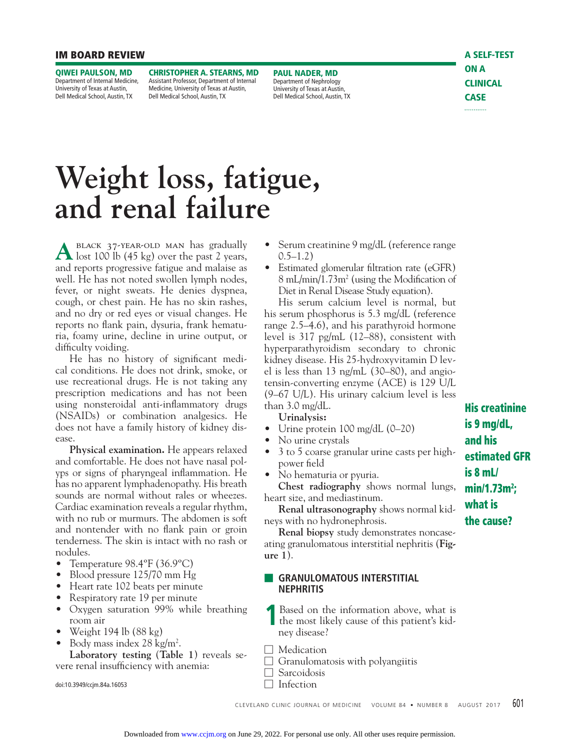IM BOARD REVIEW

A SELF-TEST ON A CLINICAL CASE

**QIWEI PAULSON, MD**
Department of Internal Medicine, University of Texas at Austin, Dell Medical School, Austin, TX

**CHRISTOPHER A. STEARNS, MD**
Assistant Professor, Department of Internal Medicine, University of Texas at Austin, Dell Medical School, Austin, TX

**PAUL NADER, MD**
Department of Nephrology University of Texas at Austin, Dell Medical School, Austin, TX

# Weight loss, fatigue, and renal failure

A black 37-year-old man has gradually lost 100 lb (45 kg) over the past 2 years, and reports progressive fatigue and malaise as well. He has not noted swollen lymph nodes, fever, or night sweats. He denies dyspnea, cough, or chest pain. He has no skin rashes, and no dry or red eyes or visual changes. He reports no flank pain, dysuria, frank hematuria, foamy urine, decline in urine output, or difficulty voiding.

He has no history of significant medical conditions. He does not drink, smoke, or use recreational drugs. He is not taking any prescription medications and has not been using nonsteroidal anti-inflammatory drugs (NSAIDs) or combination analgesics. He does not have a family history of kidney disease.

**Physical examination.** He appears relaxed and comfortable. He does not have nasal polyps or signs of pharyngeal inflammation. He has no apparent lymphadenopathy. His breath sounds are normal without rales or wheezes. Cardiac examination reveals a regular rhythm, with no rub or murmurs. The abdomen is soft and nontender with no flank pain or groin tenderness. The skin is intact with no rash or nodules.

- Temperature 98.4°F (36.9°C)
- Blood pressure 125/70 mm Hg
- Heart rate 102 beats per minute
- Respiratory rate 19 per minute
- Oxygen saturation 99% while breathing room air
- Weight 194 lb (88 kg)
- Body mass index 28 kg/m$^2$.

**Laboratory testing (Table 1)** reveals severe renal insufficiency with anemia:

- Serum creatinine 9 mg/dL (reference range 0.5–1.2)
- Estimated glomerular filtration rate (eGFR) 8 mL/min/1.73m$^2$ (using the Modification of Diet in Renal Disease Study equation).

His serum calcium level is normal, but his serum phosphorus is 5.3 mg/dL (reference range 2.5–4.6), and his parathyroid hormone level is 317 pg/mL (12–88), consistent with hyperparathyroidism secondary to chronic kidney disease. His 25-hydroxyvitamin D level is less than 13 ng/mL (30–80), and angiotensin-converting enzyme (ACE) is 129 U/L (9–67 U/L). His urinary calcium level is less than 3.0 mg/dL.

**Urinalysis:**

- Urine protein 100 mg/dL (0–20)
- No urine crystals
- 3 to 5 coarse granular urine casts per high-power field
- No hematuria or pyuria.

**Chest radiography** shows normal lungs, heart size, and mediastinum.

**Renal ultrasonography** shows normal kidneys with no hydronephrosis.

**Renal biopsy** study demonstrates noncaseating granulomatous interstitial nephritis (**Figure 1**).

**His creatinine is 9 mg/dL, and his estimated GFR is 8 mL/min/1.73m$^2$; what is the cause?**

## GRANULOMATOUS INTERSTITIAL NEPHRITIS

**1** Based on the information above, what is the most likely cause of this patient's kidney disease?

- ☐ Medication
- ☐ Granulomatosis with polyangiitis
- ☐ Sarcoidosis
- ☐ Infection

doi:10.3949/ccjm.84a.16053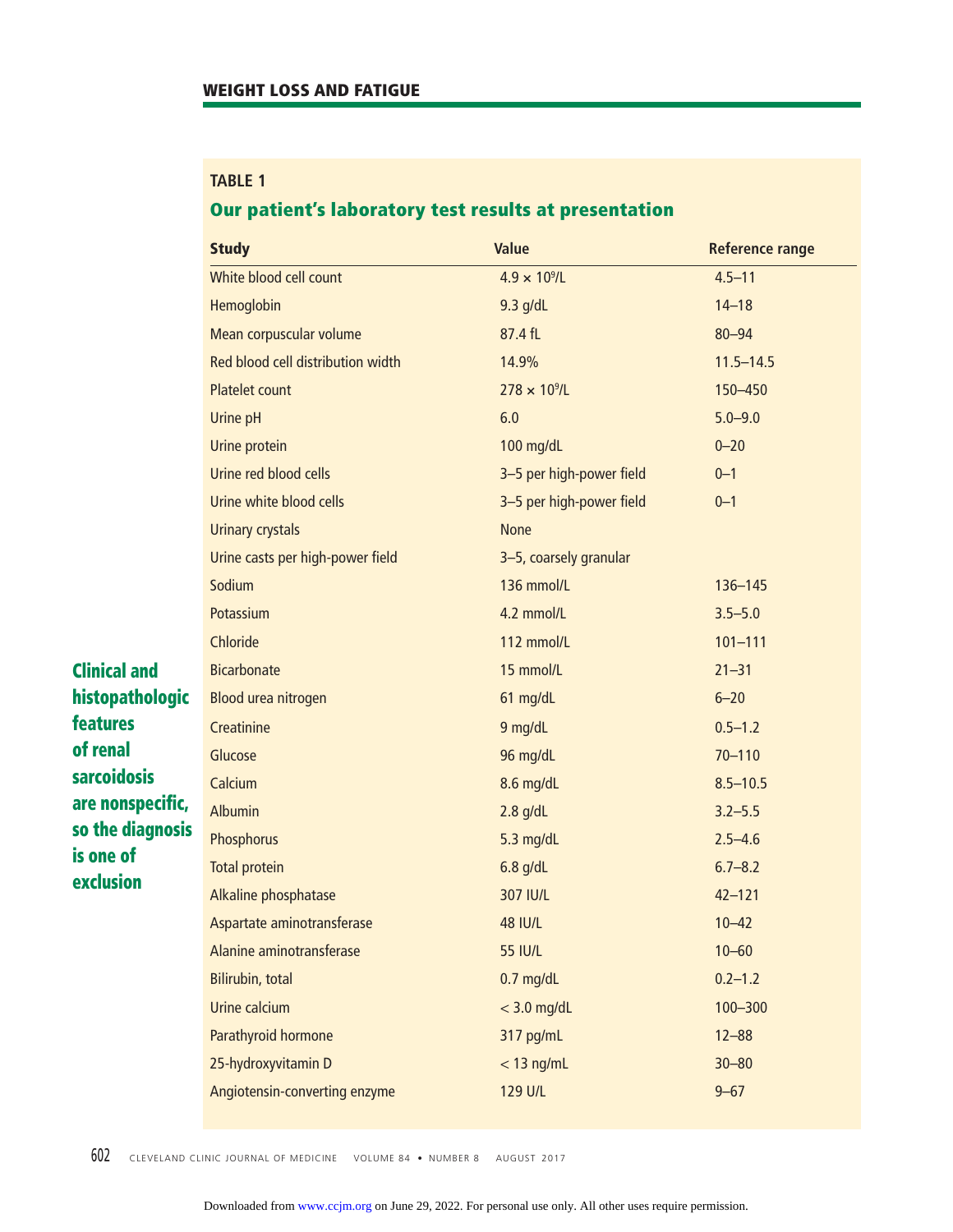**TABLE 1**

**Our patient's laboratory test results at presentation**

| Study | Value | Reference range |
|---|---|---|
| White blood cell count | $4.9 \times 10^9$/L | 4.5–11 |
| Hemoglobin | 9.3 g/dL | 14–18 |
| Mean corpuscular volume | 87.4 fL | 80–94 |
| Red blood cell distribution width | 14.9% | 11.5–14.5 |
| Platelet count | $278 \times 10^9$/L | 150–450 |
| Urine pH | 6.0 | 5.0–9.0 |
| Urine protein | 100 mg/dL | 0–20 |
| Urine red blood cells | 3–5 per high-power field | 0–1 |
| Urine white blood cells | 3–5 per high-power field | 0–1 |
| Urinary crystals | None | |
| Urine casts per high-power field | 3–5, coarsely granular | |
| Sodium | 136 mmol/L | 136–145 |
| Potassium | 4.2 mmol/L | 3.5–5.0 |
| Chloride | 112 mmol/L | 101–111 |
| Bicarbonate | 15 mmol/L | 21–31 |
| Blood urea nitrogen | 61 mg/dL | 6–20 |
| Creatinine | 9 mg/dL | 0.5–1.2 |
| Glucose | 96 mg/dL | 70–110 |
| Calcium | 8.6 mg/dL | 8.5–10.5 |
| Albumin | 2.8 g/dL | 3.2–5.5 |
| Phosphorus | 5.3 mg/dL | 2.5–4.6 |
| Total protein | 6.8 g/dL | 6.7–8.2 |
| Alkaline phosphatase | 307 IU/L | 42–121 |
| Aspartate aminotransferase | 48 IU/L | 10–42 |
| Alanine aminotransferase | 55 IU/L | 10–60 |
| Bilirubin, total | 0.7 mg/dL | 0.2–1.2 |
| Urine calcium | < 3.0 mg/dL | 100–300 |
| Parathyroid hormone | 317 pg/mL | 12–88 |
| 25-hydroxyvitamin D | < 13 ng/mL | 30–80 |
| Angiotensin-converting enzyme | 129 U/L | 9–67 |

**Clinical and histopathologic features of renal sarcoidosis are nonspecific, so the diagnosis is one of exclusion**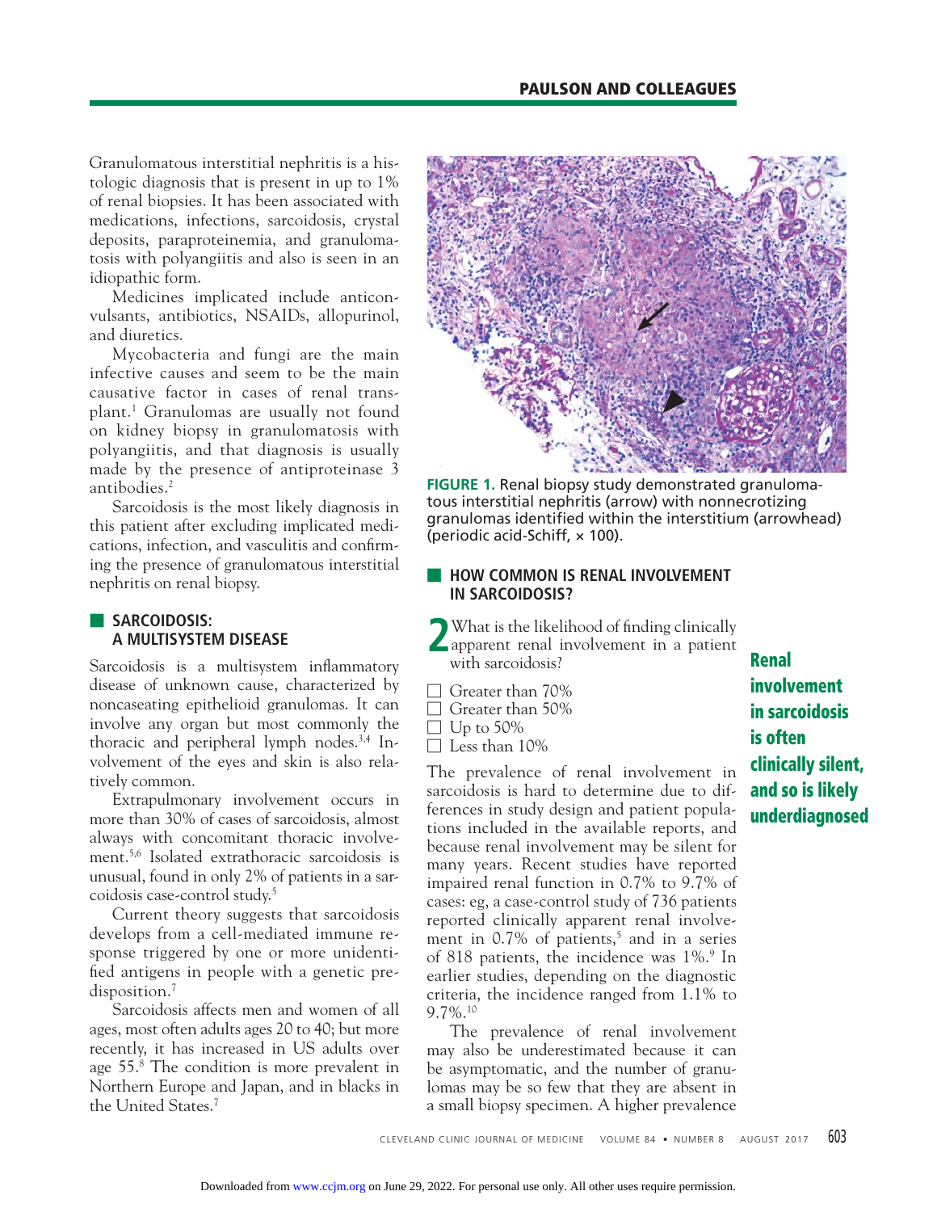Granulomatous interstitial nephritis is a histologic diagnosis that is present in up to 1% of renal biopsies. It has been associated with medications, infections, sarcoidosis, crystal deposits, paraproteinemia, and granulomatosis with polyangiitis and also is seen in an idiopathic form.

Medicines implicated include anticonvulsants, antibiotics, NSAIDs, allopurinol, and diuretics.

Mycobacteria and fungi are the main infective causes and seem to be the main causative factor in cases of renal transplant.[1] Granulomas are usually not found on kidney biopsy in granulomatosis with polyangiitis, and that diagnosis is usually made by the presence of antiproteinase 3 antibodies.[2]

Sarcoidosis is the most likely diagnosis in this patient after excluding implicated medications, infection, and vasculitis and confirming the presence of granulomatous interstitial nephritis on renal biopsy.

## SARCOIDOSIS: A MULTISYSTEM DISEASE

Sarcoidosis is a multisystem inflammatory disease of unknown cause, characterized by noncaseating epithelioid granulomas. It can involve any organ but most commonly the thoracic and peripheral lymph nodes.[3,4] Involvement of the eyes and skin is also relatively common.

Extrapulmonary involvement occurs in more than 30% of cases of sarcoidosis, almost always with concomitant thoracic involvement.[5,6] Isolated extrathoracic sarcoidosis is unusual, found in only 2% of patients in a sarcoidosis case-control study.[5]

Current theory suggests that sarcoidosis develops from a cell-mediated immune response triggered by one or more unidentified antigens in people with a genetic predisposition.[7]

Sarcoidosis affects men and women of all ages, most often adults ages 20 to 40; but more recently, it has increased in US adults over age 55.[8] The condition is more prevalent in Northern Europe and Japan, and in blacks in the United States.[7]

**FIGURE 1.** Renal biopsy study demonstrated granulomatous interstitial nephritis (arrow) with nonnecrotizing granulomas identified within the interstitium (arrowhead) (periodic acid-Schiff, × 100).

## HOW COMMON IS RENAL INVOLVEMENT IN SARCOIDOSIS?

**2** What is the likelihood of finding clinically apparent renal involvement in a patient with sarcoidosis?

- ☐ Greater than 70%
- ☐ Greater than 50%
- ☐ Up to 50%
- ☐ Less than 10%

**Renal involvement in sarcoidosis is often clinically silent, and so is likely underdiagnosed**

The prevalence of renal involvement in sarcoidosis is hard to determine due to differences in study design and patient populations included in the available reports, and because renal involvement may be silent for many years. Recent studies have reported impaired renal function in 0.7% to 9.7% of cases: eg, a case-control study of 736 patients reported clinically apparent renal involvement in 0.7% of patients,[5] and in a series of 818 patients, the incidence was 1%.[9] In earlier studies, depending on the diagnostic criteria, the incidence ranged from 1.1% to 9.7%.[10]

The prevalence of renal involvement may also be underestimated because it can be asymptomatic, and the number of granulomas may be so few that they are absent in a small biopsy specimen. A higher prevalence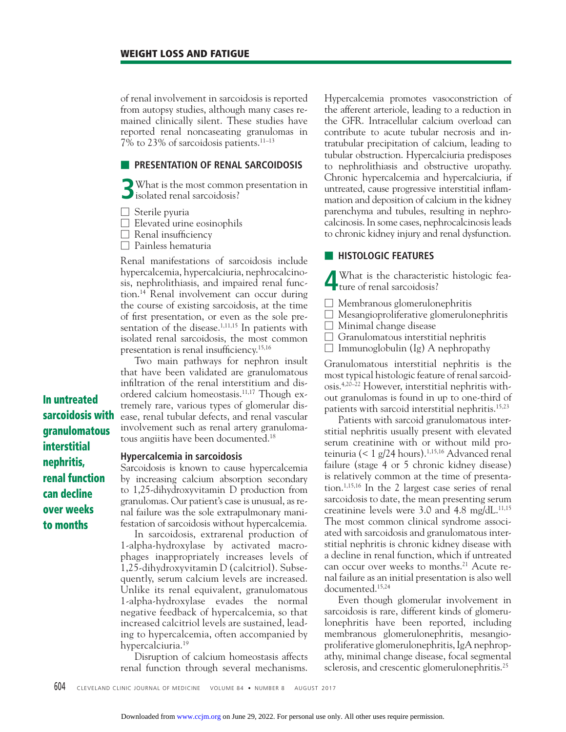of renal involvement in sarcoidosis is reported from autopsy studies, although many cases remained clinically silent. These studies have reported renal noncaseating granulomas in 7% to 23% of sarcoidosis patients.[11–13]

## PRESENTATION OF RENAL SARCOIDOSIS

**3** What is the most common presentation in isolated renal sarcoidosis?

- ☐ Sterile pyuria
- ☐ Elevated urine eosinophils
- ☐ Renal insufficiency
- ☐ Painless hematuria

Renal manifestations of sarcoidosis include hypercalcemia, hypercalciuria, nephrocalcinosis, nephrolithiasis, and impaired renal function.[14] Renal involvement can occur during the course of existing sarcoidosis, at the time of first presentation, or even as the sole presentation of the disease.[1,11,15] In patients with isolated renal sarcoidosis, the most common presentation is renal insufficiency.[15,16]

Two main pathways for nephron insult that have been validated are granulomatous infiltration of the renal interstitium and disordered calcium homeostasis.[11,17] Though extremely rare, various types of glomerular disease, renal tubular defects, and renal vascular involvement such as renal artery granulomatous angiitis have been documented.[18]

**In untreated sarcoidosis with granulomatous interstitial nephritis, renal function can decline over weeks to months**

### Hypercalcemia in sarcoidosis

Sarcoidosis is known to cause hypercalcemia by increasing calcium absorption secondary to 1,25-dihydroxyvitamin D production from granulomas. Our patient's case is unusual, as renal failure was the sole extrapulmonary manifestation of sarcoidosis without hypercalcemia.

In sarcoidosis, extrarenal production of 1-alpha-hydroxylase by activated macrophages inappropriately increases levels of 1,25-dihydroxyvitamin D (calcitriol). Subsequently, serum calcium levels are increased. Unlike its renal equivalent, granulomatous 1-alpha-hydroxylase evades the normal negative feedback of hypercalcemia, so that increased calcitriol levels are sustained, leading to hypercalcemia, often accompanied by hypercalciuria.[19]

Disruption of calcium homeostasis affects renal function through several mechanisms. Hypercalcemia promotes vasoconstriction of the afferent arteriole, leading to a reduction in the GFR. Intracellular calcium overload can contribute to acute tubular necrosis and intratubular precipitation of calcium, leading to tubular obstruction. Hypercalciuria predisposes to nephrolithiasis and obstructive uropathy. Chronic hypercalcemia and hypercalciuria, if untreated, cause progressive interstitial inflammation and deposition of calcium in the kidney parenchyma and tubules, resulting in nephrocalcinosis. In some cases, nephrocalcinosis leads to chronic kidney injury and renal dysfunction.

## HISTOLOGIC FEATURES

**4** What is the characteristic histologic feature of renal sarcoidosis?

- ☐ Membranous glomerulonephritis
- ☐ Mesangioproliferative glomerulonephritis
- ☐ Minimal change disease
- ☐ Granulomatous interstitial nephritis
- ☐ Immunoglobulin (Ig) A nephropathy

Granulomatous interstitial nephritis is the most typical histologic feature of renal sarcoidosis.[4,20–22] However, interstitial nephritis without granulomas is found in up to one-third of patients with sarcoid interstitial nephritis.[15,23]

Patients with sarcoid granulomatous interstitial nephritis usually present with elevated serum creatinine with or without mild proteinuria (< 1 g/24 hours).[1,15,16] Advanced renal failure (stage 4 or 5 chronic kidney disease) is relatively common at the time of presentation.[1,15,16] In the 2 largest case series of renal sarcoidosis to date, the mean presenting serum creatinine levels were 3.0 and 4.8 mg/dL.[11,15] The most common clinical syndrome associated with sarcoidosis and granulomatous interstitial nephritis is chronic kidney disease with a decline in renal function, which if untreated can occur over weeks to months.[21] Acute renal failure as an initial presentation is also well documented.[15,24]

Even though glomerular involvement in sarcoidosis is rare, different kinds of glomerulonephritis have been reported, including membranous glomerulonephritis, mesangioproliferative glomerulonephritis, IgA nephropathy, minimal change disease, focal segmental sclerosis, and crescentic glomerulonephritis.[25]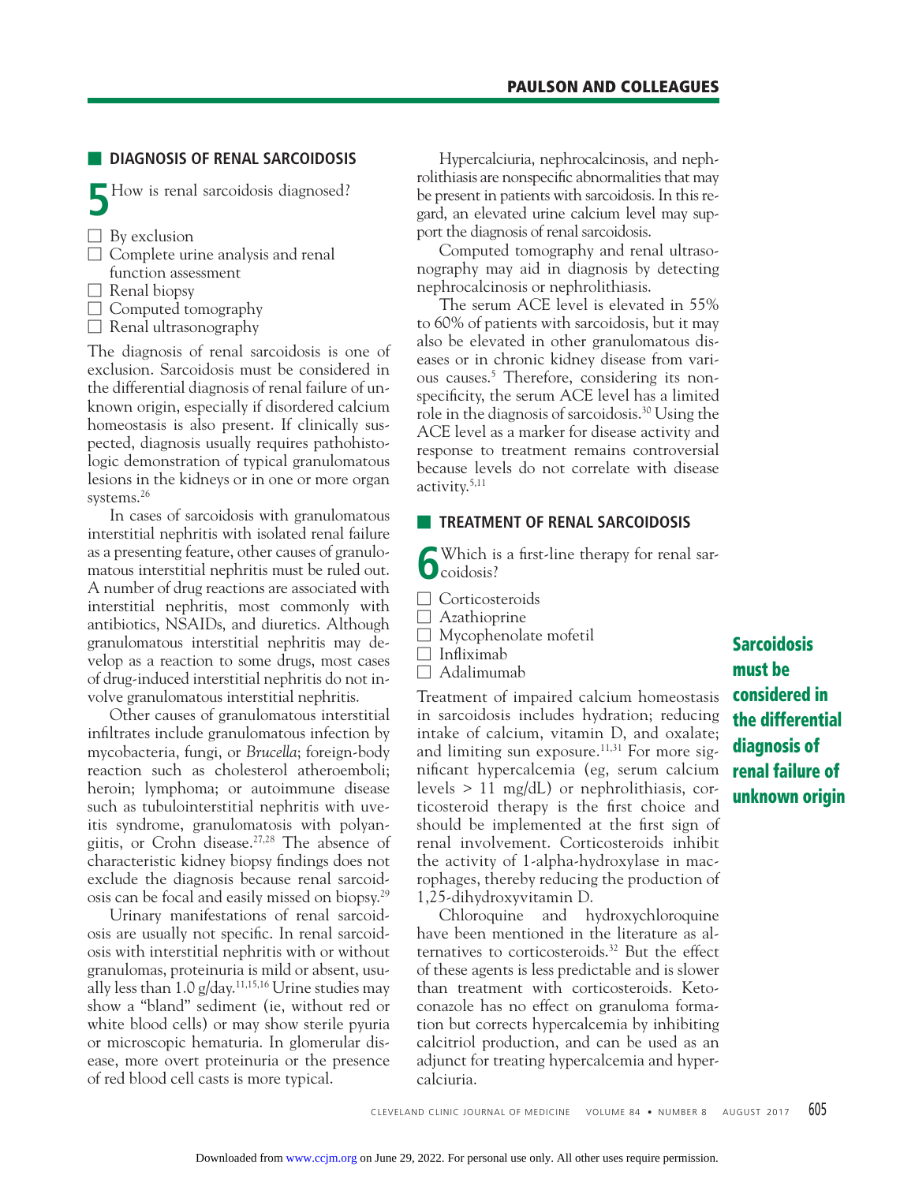## DIAGNOSIS OF RENAL SARCOIDOSIS

**5** How is renal sarcoidosis diagnosed?

- ☐ By exclusion
- ☐ Complete urine analysis and renal function assessment
- ☐ Renal biopsy
- ☐ Computed tomography
- ☐ Renal ultrasonography

The diagnosis of renal sarcoidosis is one of exclusion. Sarcoidosis must be considered in the differential diagnosis of renal failure of unknown origin, especially if disordered calcium homeostasis is also present. If clinically suspected, diagnosis usually requires pathohistologic demonstration of typical granulomatous lesions in the kidneys or in one or more organ systems.[26]

In cases of sarcoidosis with granulomatous interstitial nephritis with isolated renal failure as a presenting feature, other causes of granulomatous interstitial nephritis must be ruled out. A number of drug reactions are associated with interstitial nephritis, most commonly with antibiotics, NSAIDs, and diuretics. Although granulomatous interstitial nephritis may develop as a reaction to some drugs, most cases of drug-induced interstitial nephritis do not involve granulomatous interstitial nephritis.

Other causes of granulomatous interstitial infiltrates include granulomatous infection by mycobacteria, fungi, or *Brucella*; foreign-body reaction such as cholesterol atheroemboli; heroin; lymphoma; or autoimmune disease such as tubulointerstitial nephritis with uveitis syndrome, granulomatosis with polyangiitis, or Crohn disease.[27,28] The absence of characteristic kidney biopsy findings does not exclude the diagnosis because renal sarcoidosis can be focal and easily missed on biopsy.[29]

Urinary manifestations of renal sarcoidosis are usually not specific. In renal sarcoidosis with interstitial nephritis with or without granulomas, proteinuria is mild or absent, usually less than 1.0 g/day.[11,15,16] Urine studies may show a "bland" sediment (ie, without red or white blood cells) or may show sterile pyuria or microscopic hematuria. In glomerular disease, more overt proteinuria or the presence of red blood cell casts is more typical.

Hypercalciuria, nephrocalcinosis, and nephrolithiasis are nonspecific abnormalities that may be present in patients with sarcoidosis. In this regard, an elevated urine calcium level may support the diagnosis of renal sarcoidosis.

Computed tomography and renal ultrasonography may aid in diagnosis by detecting nephrocalcinosis or nephrolithiasis.

The serum ACE level is elevated in 55% to 60% of patients with sarcoidosis, but it may also be elevated in other granulomatous diseases or in chronic kidney disease from various causes.[5] Therefore, considering its nonspecificity, the serum ACE level has a limited role in the diagnosis of sarcoidosis.[30] Using the ACE level as a marker for disease activity and response to treatment remains controversial because levels do not correlate with disease activity.[5,11]

## TREATMENT OF RENAL SARCOIDOSIS

**6** Which is a first-line therapy for renal sarcoidosis?

- ☐ Corticosteroids
- ☐ Azathioprine
- ☐ Mycophenolate mofetil
- ☐ Infliximab
- ☐ Adalimumab

Treatment of impaired calcium homeostasis in sarcoidosis includes hydration; reducing intake of calcium, vitamin D, and oxalate; and limiting sun exposure.[11,31] For more significant hypercalcemia (eg, serum calcium levels > 11 mg/dL) or nephrolithiasis, corticosteroid therapy is the first choice and should be implemented at the first sign of renal involvement. Corticosteroids inhibit the activity of 1-alpha-hydroxylase in macrophages, thereby reducing the production of 1,25-dihydroxyvitamin D.

Chloroquine and hydroxychloroquine have been mentioned in the literature as alternatives to corticosteroids.[32] But the effect of these agents is less predictable and is slower than treatment with corticosteroids. Ketoconazole has no effect on granuloma formation but corrects hypercalcemia by inhibiting calcitriol production, and can be used as an adjunct for treating hypercalcemia and hypercalciuria.

**Sarcoidosis must be considered in the differential diagnosis of renal failure of unknown origin**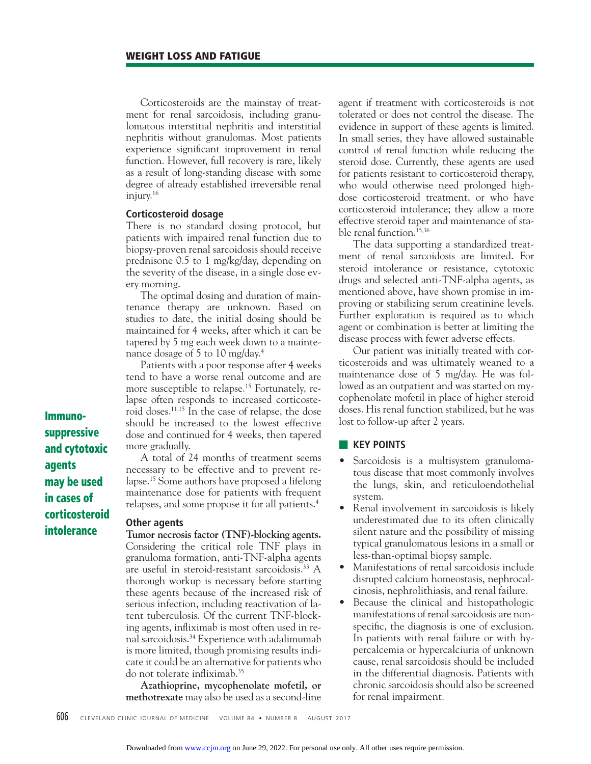Corticosteroids are the mainstay of treatment for renal sarcoidosis, including granulomatous interstitial nephritis and interstitial nephritis without granulomas. Most patients experience significant improvement in renal function. However, full recovery is rare, likely as a result of long-standing disease with some degree of already established irreversible renal injury.[16]

### Corticosteroid dosage

There is no standard dosing protocol, but patients with impaired renal function due to biopsy-proven renal sarcoidosis should receive prednisone 0.5 to 1 mg/kg/day, depending on the severity of the disease, in a single dose every morning.

The optimal dosing and duration of maintenance therapy are unknown. Based on studies to date, the initial dosing should be maintained for 4 weeks, after which it can be tapered by 5 mg each week down to a maintenance dosage of 5 to 10 mg/day.[4]

Patients with a poor response after 4 weeks tend to have a worse renal outcome and are more susceptible to relapse.[15] Fortunately, relapse often responds to increased corticosteroid doses.[11,15] In the case of relapse, the dose should be increased to the lowest effective dose and continued for 4 weeks, then tapered more gradually.

**Immunosuppressive and cytotoxic agents may be used in cases of corticosteroid intolerance**

A total of 24 months of treatment seems necessary to be effective and to prevent relapse.[15] Some authors have proposed a lifelong maintenance dose for patients with frequent relapses, and some propose it for all patients.[4]

### Other agents

**Tumor necrosis factor (TNF)-blocking agents.** Considering the critical role TNF plays in granuloma formation, anti-TNF-alpha agents are useful in steroid-resistant sarcoidosis.[33] A thorough workup is necessary before starting these agents because of the increased risk of serious infection, including reactivation of latent tuberculosis. Of the current TNF-blocking agents, infliximab is most often used in renal sarcoidosis.[34] Experience with adalimumab is more limited, though promising results indicate it could be an alternative for patients who do not tolerate infliximab.[35]

**Azathioprine, mycophenolate mofetil, or methotrexate** may also be used as a second-line agent if treatment with corticosteroids is not tolerated or does not control the disease. The evidence in support of these agents is limited. In small series, they have allowed sustainable control of renal function while reducing the steroid dose. Currently, these agents are used for patients resistant to corticosteroid therapy, who would otherwise need prolonged high-dose corticosteroid treatment, or who have corticosteroid intolerance; they allow a more effective steroid taper and maintenance of stable renal function.[15,36]

The data supporting a standardized treatment of renal sarcoidosis are limited. For steroid intolerance or resistance, cytotoxic drugs and selected anti-TNF-alpha agents, as mentioned above, have shown promise in improving or stabilizing serum creatinine levels. Further exploration is required as to which agent or combination is better at limiting the disease process with fewer adverse effects.

Our patient was initially treated with corticosteroids and was ultimately weaned to a maintenance dose of 5 mg/day. He was followed as an outpatient and was started on mycophenolate mofetil in place of higher steroid doses. His renal function stabilized, but he was lost to follow-up after 2 years.

## KEY POINTS

- Sarcoidosis is a multisystem granulomatous disease that most commonly involves the lungs, skin, and reticuloendothelial system.
- Renal involvement in sarcoidosis is likely underestimated due to its often clinically silent nature and the possibility of missing typical granulomatous lesions in a small or less-than-optimal biopsy sample.
- Manifestations of renal sarcoidosis include disrupted calcium homeostasis, nephrocalcinosis, nephrolithiasis, and renal failure.
- Because the clinical and histopathologic manifestations of renal sarcoidosis are nonspecific, the diagnosis is one of exclusion. In patients with renal failure or with hypercalcemia or hypercalciuria of unknown cause, renal sarcoidosis should be included in the differential diagnosis. Patients with chronic sarcoidosis should also be screened for renal impairment.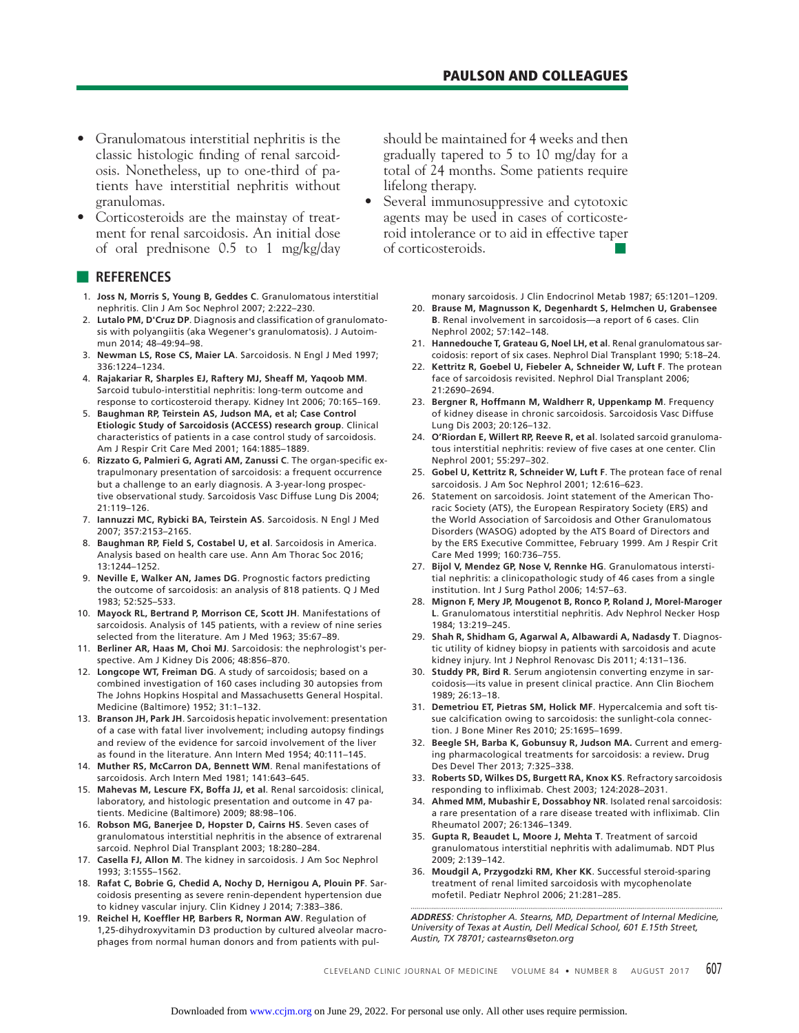- Granulomatous interstitial nephritis is the classic histologic finding of renal sarcoidosis. Nonetheless, up to one-third of patients have interstitial nephritis without granulomas.
- Corticosteroids are the mainstay of treatment for renal sarcoidosis. An initial dose of oral prednisone 0.5 to 1 mg/kg/day should be maintained for 4 weeks and then gradually tapered to 5 to 10 mg/day for a total of 24 months. Some patients require lifelong therapy.
- Several immunosuppressive and cytotoxic agents may be used in cases of corticosteroid intolerance or to aid in effective taper of corticosteroids.

## REFERENCES

1. **Joss N, Morris S, Young B, Geddes C**. Granulomatous interstitial nephritis. Clin J Am Soc Nephrol 2007; 2:222–230.
2. **Lutalo PM, D'Cruz DP**. Diagnosis and classification of granulomatosis with polyangiitis (aka Wegener's granulomatosis). J Autoimmun 2014; 48–49:94–98.
3. **Newman LS, Rose CS, Maier LA**. Sarcoidosis. N Engl J Med 1997; 336:1224–1234.
4. **Rajakariar R, Sharples EJ, Raftery MJ, Sheaff M, Yaqoob MM**. Sarcoid tubulo-interstitial nephritis: long-term outcome and response to corticosteroid therapy. Kidney Int 2006; 70:165–169.
5. **Baughman RP, Teirstein AS, Judson MA, et al; Case Control Etiologic Study of Sarcoidosis (ACCESS) research group**. Clinical characteristics of patients in a case control study of sarcoidosis. Am J Respir Crit Care Med 2001; 164:1885–1889.
6. **Rizzato G, Palmieri G, Agrati AM, Zanussi C**. The organ-specific extrapulmonary presentation of sarcoidosis: a frequent occurrence but a challenge to an early diagnosis. A 3-year-long prospective observational study. Sarcoidosis Vasc Diffuse Lung Dis 2004; 21:119–126.
7. **Iannuzzi MC, Rybicki BA, Teirstein AS**. Sarcoidosis. N Engl J Med 2007; 357:2153–2165.
8. **Baughman RP, Field S, Costabel U, et al**. Sarcoidosis in America. Analysis based on health care use. Ann Am Thorac Soc 2016; 13:1244–1252.
9. **Neville E, Walker AN, James DG**. Prognostic factors predicting the outcome of sarcoidosis: an analysis of 818 patients. Q J Med 1983; 52:525–533.
10. **Mayock RL, Bertrand P, Morrison CE, Scott JH**. Manifestations of sarcoidosis. Analysis of 145 patients, with a review of nine series selected from the literature. Am J Med 1963; 35:67–89.
11. **Berliner AR, Haas M, Choi MJ**. Sarcoidosis: the nephrologist's perspective. Am J Kidney Dis 2006; 48:856–870.
12. **Longcope WT, Freiman DG**. A study of sarcoidosis; based on a combined investigation of 160 cases including 30 autopsies from The Johns Hopkins Hospital and Massachusetts General Hospital. Medicine (Baltimore) 1952; 31:1–132.
13. **Branson JH, Park JH**. Sarcoidosis hepatic involvement: presentation of a case with fatal liver involvement; including autopsy findings and review of the evidence for sarcoid involvement of the liver as found in the literature. Ann Intern Med 1954; 40:111–145.
14. **Muther RS, McCarron DA, Bennett WM**. Renal manifestations of sarcoidosis. Arch Intern Med 1981; 141:643–645.
15. **Mahevas M, Lescure FX, Boffa JJ, et al**. Renal sarcoidosis: clinical, laboratory, and histologic presentation and outcome in 47 patients. Medicine (Baltimore) 2009; 88:98–106.
16. **Robson MG, Banerjee D, Hopster D, Cairns HS**. Seven cases of granulomatous interstitial nephritis in the absence of extrarenal sarcoid. Nephrol Dial Transplant 2003; 18:280–284.
17. **Casella FJ, Allon M**. The kidney in sarcoidosis. J Am Soc Nephrol 1993; 3:1555–1562.
18. **Rafat C, Bobrie G, Chedid A, Nochy D, Hernigou A, Plouin PF**. Sarcoidosis presenting as severe renin-dependent hypertension due to kidney vascular injury. Clin Kidney J 2014; 7:383–386.
19. **Reichel H, Koeffler HP, Barbers R, Norman AW**. Regulation of 1,25-dihydroxyvitamin D3 production by cultured alveolar macrophages from normal human donors and from patients with pulmonary sarcoidosis. J Clin Endocrinol Metab 1987; 65:1201–1209.
20. **Brause M, Magnusson K, Degenhardt S, Helmchen U, Grabensee B**. Renal involvement in sarcoidosis—a report of 6 cases. Clin Nephrol 2002; 57:142–148.
21. **Hannedouche T, Grateau G, Noel LH, et al**. Renal granulomatous sarcoidosis: report of six cases. Nephrol Dial Transplant 1990; 5:18–24.
22. **Kettritz R, Goebel U, Fiebeler A, Schneider W, Luft F**. The protean face of sarcoidosis revisited. Nephrol Dial Transplant 2006; 21:2690–2694.
23. **Bergner R, Hoffmann M, Waldherr R, Uppenkamp M**. Frequency of kidney disease in chronic sarcoidosis. Sarcoidosis Vasc Diffuse Lung Dis 2003; 20:126–132.
24. **O'Riordan E, Willert RP, Reeve R, et al**. Isolated sarcoid granulomatous interstitial nephritis: review of five cases at one center. Clin Nephrol 2001; 55:297–302.
25. **Gobel U, Kettritz R, Schneider W, Luft F**. The protean face of renal sarcoidosis. J Am Soc Nephrol 2001; 12:616–623.
26. Statement on sarcoidosis. Joint statement of the American Thoracic Society (ATS), the European Respiratory Society (ERS) and the World Association of Sarcoidosis and Other Granulomatous Disorders (WASOG) adopted by the ATS Board of Directors and by the ERS Executive Committee, February 1999. Am J Respir Crit Care Med 1999; 160:736–755.
27. **Bijol V, Mendez GP, Nose V, Rennke HG**. Granulomatous interstitial nephritis: a clinicopathologic study of 46 cases from a single institution. Int J Surg Pathol 2006; 14:57–63.
28. **Mignon F, Mery JP, Mougenot B, Ronco P, Roland J, Morel-Maroger L**. Granulomatous interstitial nephritis. Adv Nephrol Necker Hosp 1984; 13:219–245.
29. **Shah R, Shidham G, Agarwal A, Albawardi A, Nadasdy T**. Diagnostic utility of kidney biopsy in patients with sarcoidosis and acute kidney injury. Int J Nephrol Renovasc Dis 2011; 4:131–136.
30. **Studdy PR, Bird R**. Serum angiotensin converting enzyme in sarcoidosis—its value in present clinical practice. Ann Clin Biochem 1989; 26:13–18.
31. **Demetriou ET, Pietras SM, Holick MF**. Hypercalcemia and soft tissue calcification owing to sarcoidosis: the sunlight-cola connection. J Bone Miner Res 2010; 25:1695–1699.
32. **Beegle SH, Barba K, Gobunsuy R, Judson MA.** Current and emerging pharmacological treatments for sarcoidosis: a review**.** Drug Des Devel Ther 2013; 7:325–338.
33. **Roberts SD, Wilkes DS, Burgett RA, Knox KS**. Refractory sarcoidosis responding to infliximab. Chest 2003; 124:2028–2031.
34. **Ahmed MM, Mubashir E, Dossabhoy NR**. Isolated renal sarcoidosis: a rare presentation of a rare disease treated with infliximab. Clin Rheumatol 2007; 26:1346–1349.
35. **Gupta R, Beaudet L, Moore J, Mehta T**. Treatment of sarcoid granulomatous interstitial nephritis with adalimumab. NDT Plus 2009; 2:139–142.
36. **Moudgil A, Przygodzki RM, Kher KK**. Successful steroid-sparing treatment of renal limited sarcoidosis with mycophenolate mofetil. Pediatr Nephrol 2006; 21:281–285.

***ADDRESS****: Christopher A. Stearns, MD, Department of Internal Medicine, University of Texas at Austin, Dell Medical School, 601 E.15th Street, Austin, TX 78701; castearns@seton.org*